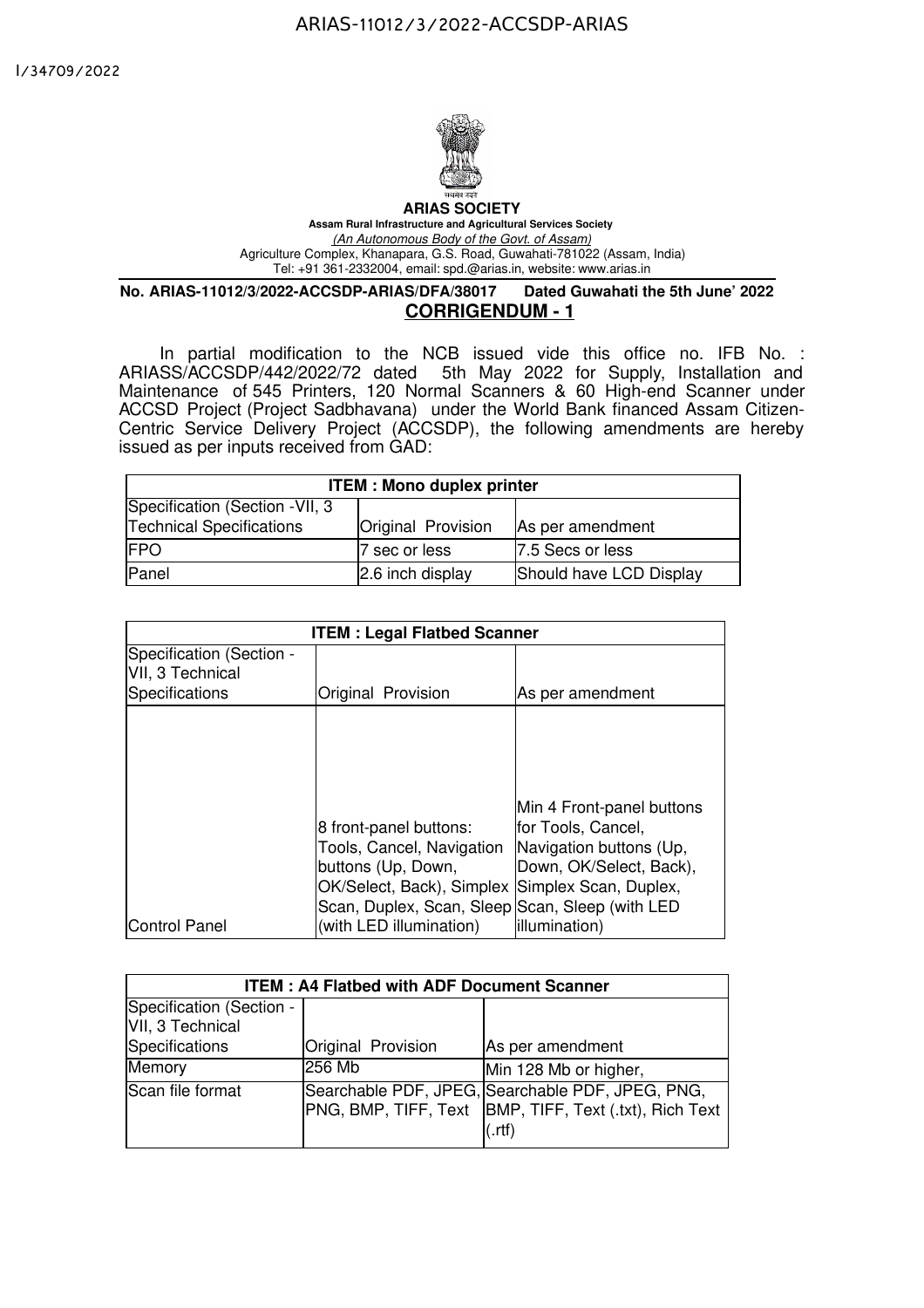ARIAS-11012/3/2022-ACCSDP-ARIAS

I/34709/2022

**ARIAS SOCIETY**

**Assam Rural Infrastructure and Agricultural Services Society**

*(An Autonomous Body of the Govt. of Assam)*

Agriculture Complex, Khanapara, G.S. Road, Guwahati-781022 (Assam, India)

Tel: +91 361-2332004, email: spd.@arias.in, website: www.arias.in

**No. ARIAS-11012/3/2022-ACCSDP-ARIAS/DFA/38017 Dated Guwahati the 5th June' 2022**

## CORRIGENDUM - 1

In partial modification to the NCB issued vide this office no. IFB No. : ARIASS/ACCSDP/442/2022/72 dated 5th May 2022 for Supply, Installation and Maintenance of 545 Printers, 120 Normal Scanners & 60 High-end Scanner under ACCSD Project (Project Sadbhavana) under the World Bank financed Assam Citizen-Centric Service Delivery Project (ACCSDP), the following amendments are hereby issued as per inputs received from GAD:

| ITEM : Mono duplex printer | | |
|---|---|---|
| Specification (Section -VII, 3 Technical Specifications | Original Provision | As per amendment |
| FPO | 7 sec or less | 7.5 Secs or less |
| Panel | 2.6 inch display | Should have LCD Display |

| ITEM : Legal Flatbed Scanner | | |
|---|---|---|
| Specification (Section - VII, 3 Technical Specifications | Original Provision | As per amendment |
| Control Panel | 8 front-panel buttons: Tools, Cancel, Navigation buttons (Up, Down, OK/Select, Back), Simplex Scan, Duplex, Scan, Sleep (with LED illumination) | Min 4 Front-panel buttons for Tools, Cancel, Navigation buttons (Up, Down, OK/Select, Back), Simplex Scan, Duplex, Scan, Sleep (with LED illumination) |

| ITEM : A4 Flatbed with ADF Document Scanner | | |
|---|---|---|
| Specification (Section - VII, 3 Technical Specifications | Original Provision | As per amendment |
| Memory | 256 Mb | Min 128 Mb or higher, |
| Scan file format | Searchable PDF, JPEG, PNG, BMP, TIFF, Text | Searchable PDF, JPEG, PNG, BMP, TIFF, Text (.txt), Rich Text (.rtf) |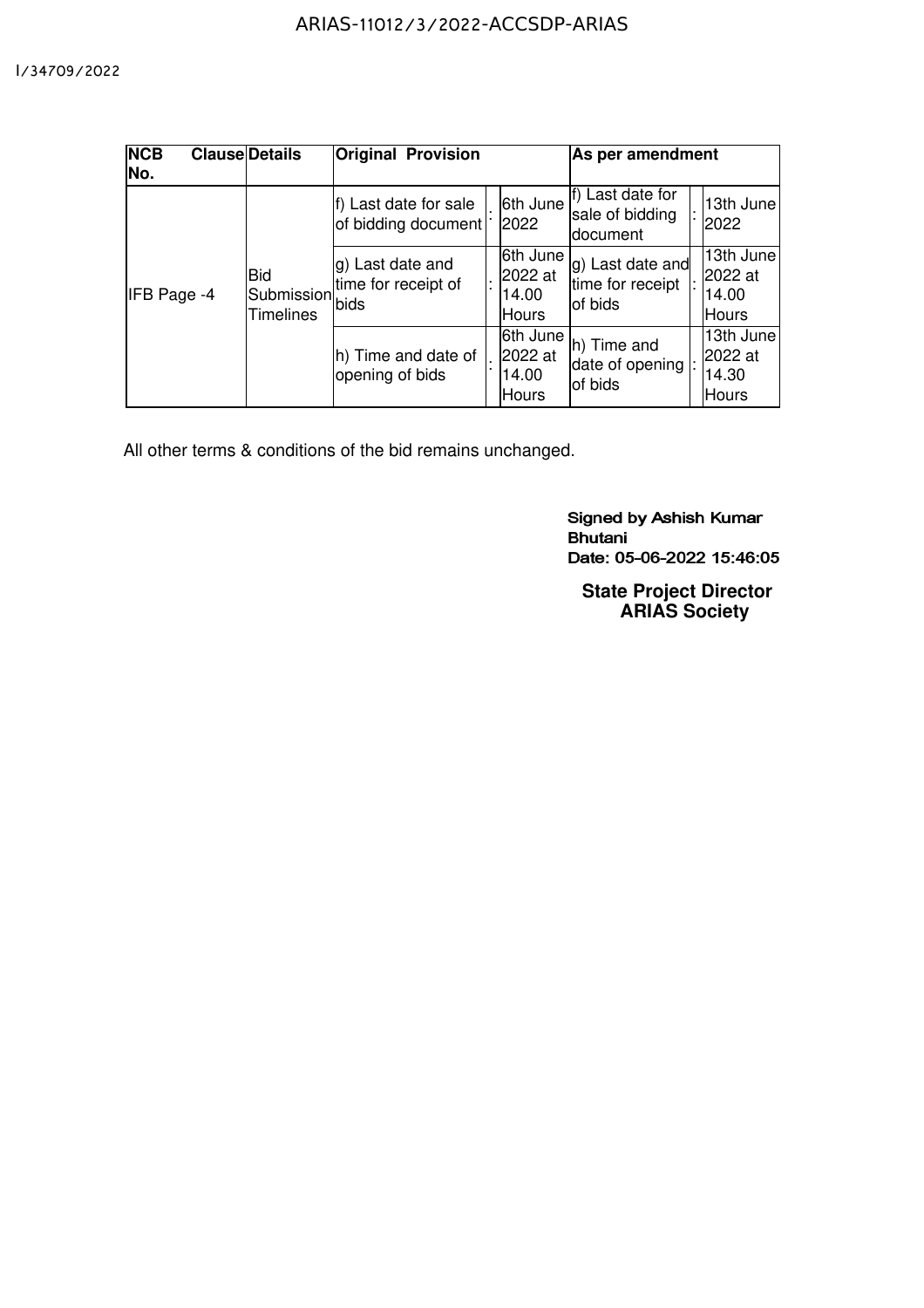| NCB Clause No. | Details | Original Provision | | | As per amendment | | |
|---|---|---|---|---|---|---|---|
| IFB Page -4 | Bid Submission Timelines | f) Last date for sale of bidding document | : | 6th June 2022 | f) Last date for sale of bidding document | : | 13th June 2022 |
| | | g) Last date and time for receipt of bids | : | 6th June 2022 at 14.00 Hours | g) Last date and time for receipt of bids | : | 13th June 2022 at 14.00 Hours |
| | | h) Time and date of opening of bids | : | 6th June 2022 at 14.00 Hours | h) Time and date of opening of bids | : | 13th June 2022 at 14.30 Hours |

All other terms & conditions of the bid remains unchanged.

Signed by Ashish Kumar Bhutani
Date: 05-06-2022 15:46:05

**State Project Director**
**ARIAS Society**